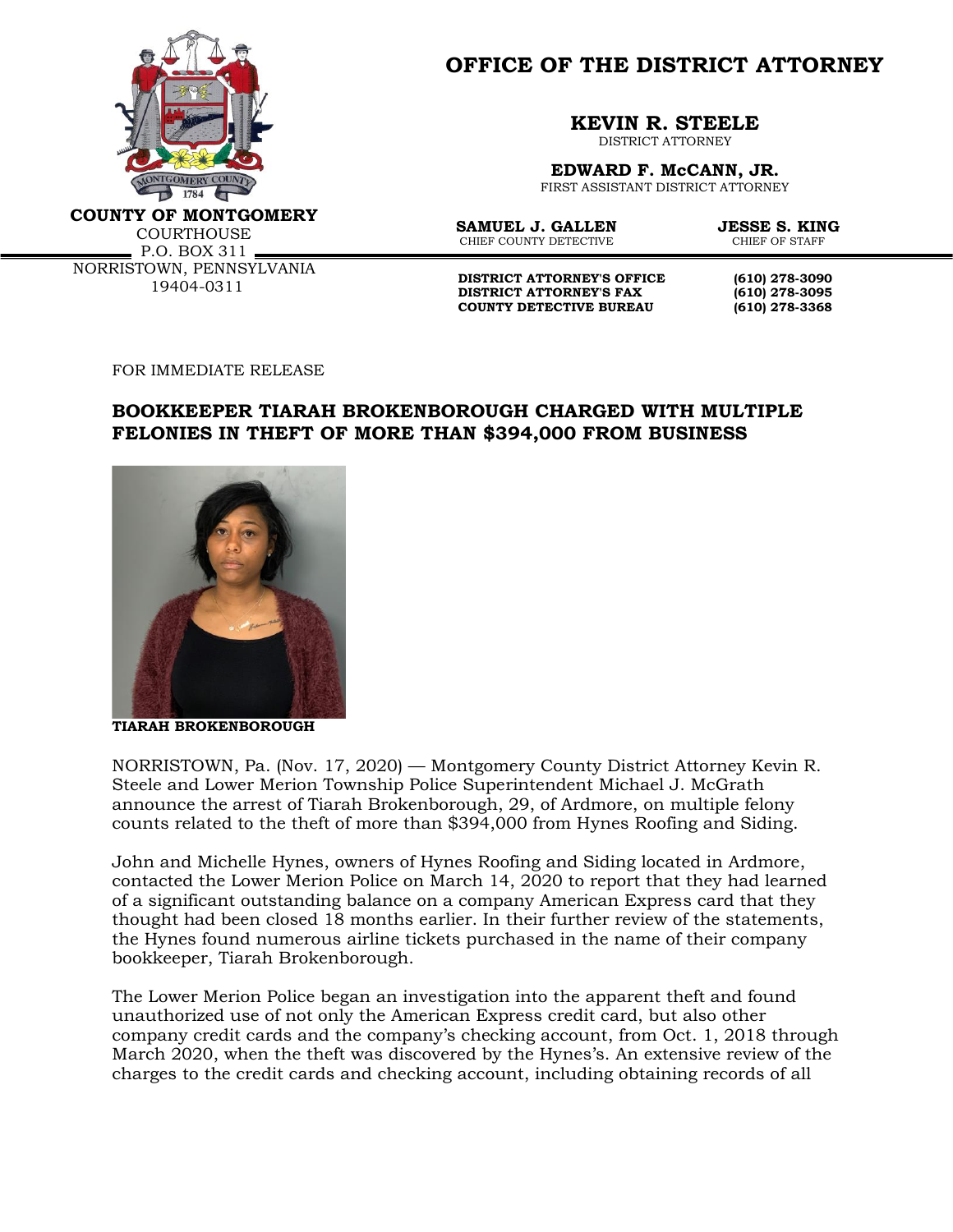**COUNTY OF MONTGOMERY**
COURTHOUSE
P.O. BOX 311
NORRISTOWN, PENNSYLVANIA
19404-0311

# OFFICE OF THE DISTRICT ATTORNEY

**KEVIN R. STEELE**
DISTRICT ATTORNEY

**EDWARD F. McCANN, JR.**
FIRST ASSISTANT DISTRICT ATTORNEY

**SAMUEL J. GALLEN**
CHIEF COUNTY DETECTIVE

**JESSE S. KING**
CHIEF OF STAFF

| | |
|---|---|
| **DISTRICT ATTORNEY'S OFFICE** | **(610) 278-3090** |
| **DISTRICT ATTORNEY'S FAX** | **(610) 278-3095** |
| **COUNTY DETECTIVE BUREAU** | **(610) 278-3368** |

FOR IMMEDIATE RELEASE

## BOOKKEEPER TIARAH BROKENBOROUGH CHARGED WITH MULTIPLE FELONIES IN THEFT OF MORE THAN $394,000 FROM BUSINESS

**TIARAH BROKENBOROUGH**

NORRISTOWN, Pa. (Nov. 17, 2020) — Montgomery County District Attorney Kevin R. Steele and Lower Merion Township Police Superintendent Michael J. McGrath announce the arrest of Tiarah Brokenborough, 29, of Ardmore, on multiple felony counts related to the theft of more than $394,000 from Hynes Roofing and Siding.

John and Michelle Hynes, owners of Hynes Roofing and Siding located in Ardmore, contacted the Lower Merion Police on March 14, 2020 to report that they had learned of a significant outstanding balance on a company American Express card that they thought had been closed 18 months earlier. In their further review of the statements, the Hynes found numerous airline tickets purchased in the name of their company bookkeeper, Tiarah Brokenborough.

The Lower Merion Police began an investigation into the apparent theft and found unauthorized use of not only the American Express credit card, but also other company credit cards and the company's checking account, from Oct. 1, 2018 through March 2020, when the theft was discovered by the Hynes's. An extensive review of the charges to the credit cards and checking account, including obtaining records of all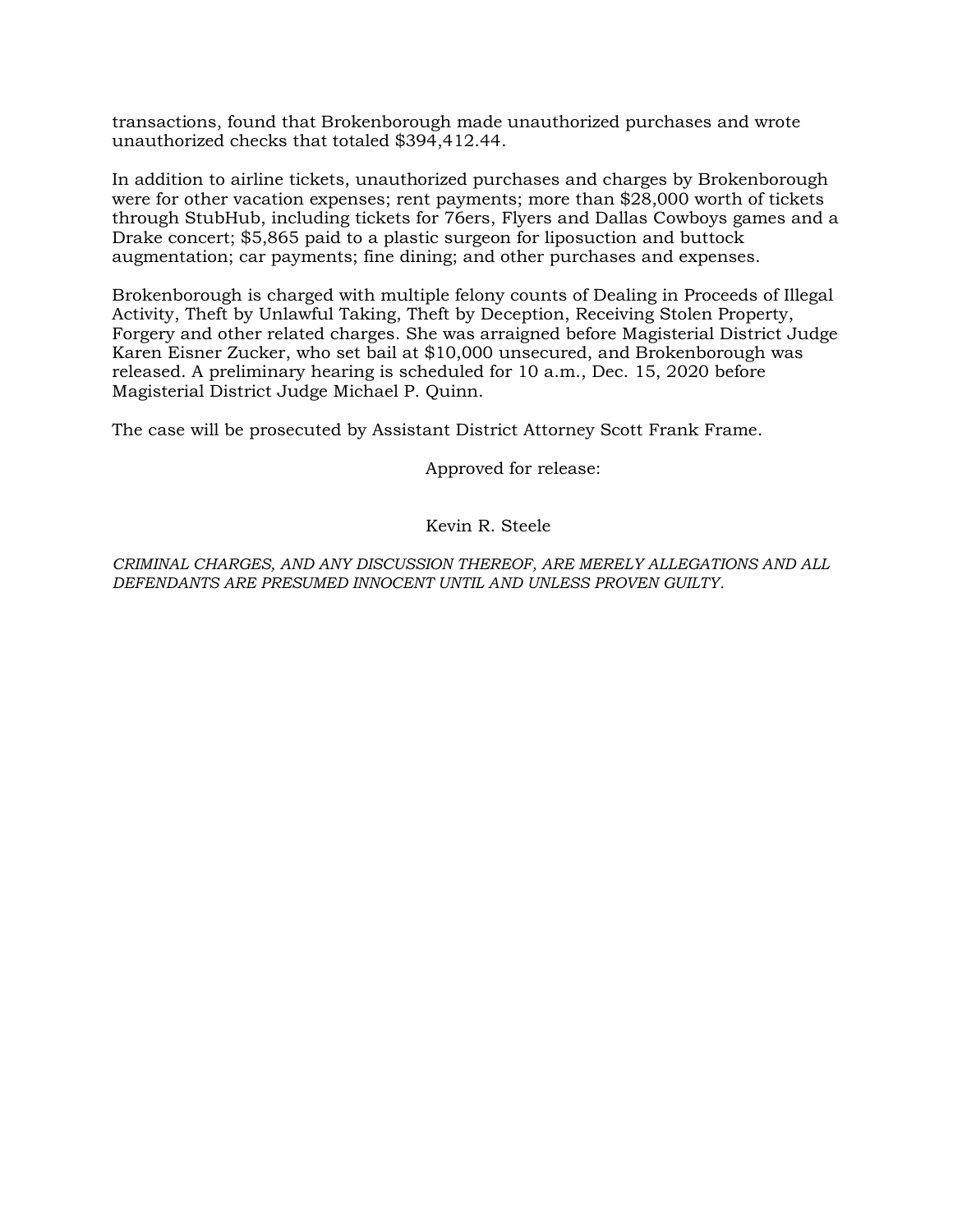transactions, found that Brokenborough made unauthorized purchases and wrote unauthorized checks that totaled $394,412.44.

In addition to airline tickets, unauthorized purchases and charges by Brokenborough were for other vacation expenses; rent payments; more than $28,000 worth of tickets through StubHub, including tickets for 76ers, Flyers and Dallas Cowboys games and a Drake concert; $5,865 paid to a plastic surgeon for liposuction and buttock augmentation; car payments; fine dining; and other purchases and expenses.

Brokenborough is charged with multiple felony counts of Dealing in Proceeds of Illegal Activity, Theft by Unlawful Taking, Theft by Deception, Receiving Stolen Property, Forgery and other related charges. She was arraigned before Magisterial District Judge Karen Eisner Zucker, who set bail at $10,000 unsecured, and Brokenborough was released. A preliminary hearing is scheduled for 10 a.m., Dec. 15, 2020 before Magisterial District Judge Michael P. Quinn.

The case will be prosecuted by Assistant District Attorney Scott Frank Frame.

Approved for release:

Kevin R. Steele

*CRIMINAL CHARGES, AND ANY DISCUSSION THEREOF, ARE MERELY ALLEGATIONS AND ALL DEFENDANTS ARE PRESUMED INNOCENT UNTIL AND UNLESS PROVEN GUILTY.*